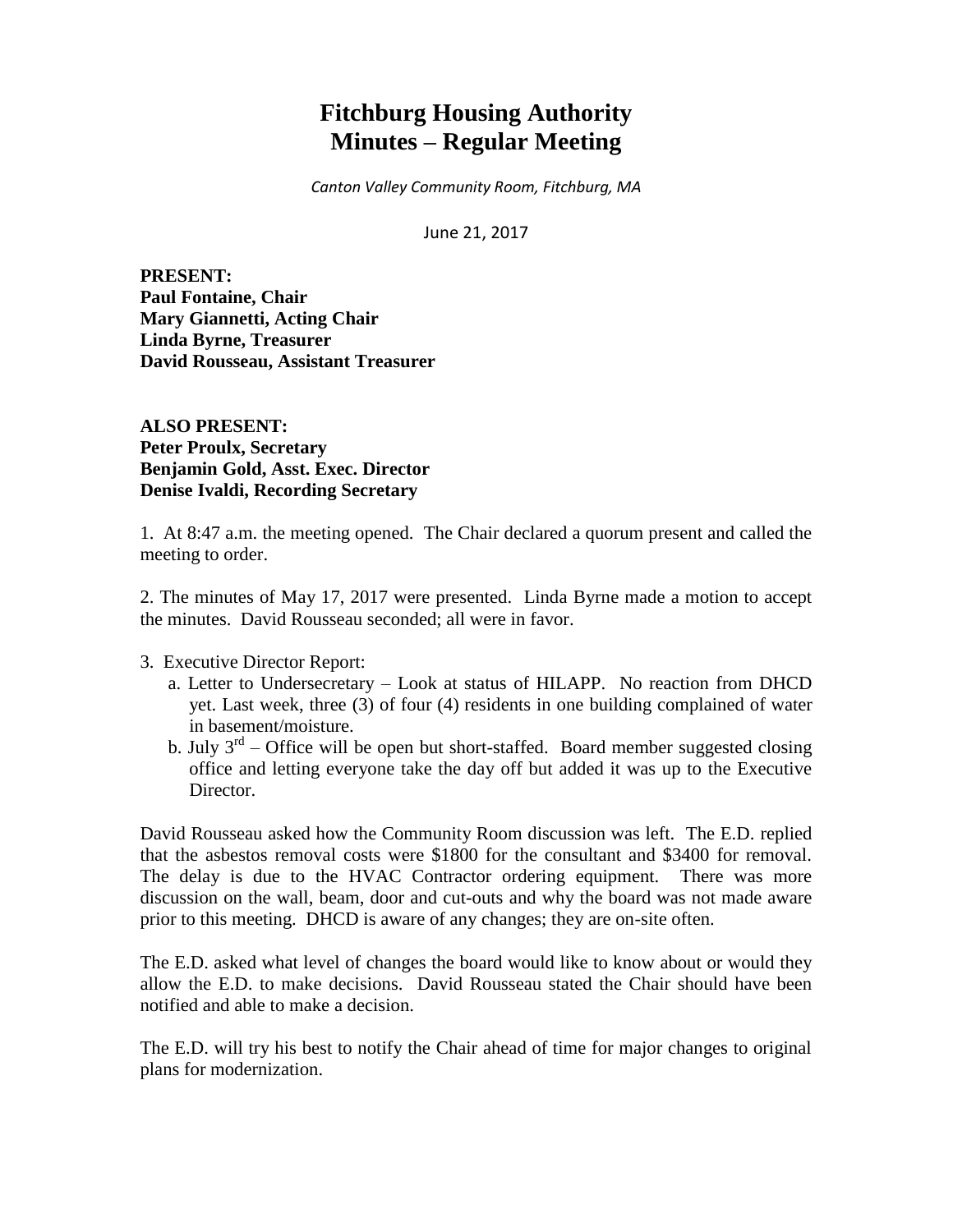# Fitchburg Housing Authority
# Minutes – Regular Meeting

*Canton Valley Community Room, Fitchburg, MA*

June 21, 2017

**PRESENT:**
**Paul Fontaine, Chair**
**Mary Giannetti, Acting Chair**
**Linda Byrne, Treasurer**
**David Rousseau, Assistant Treasurer**

**ALSO PRESENT:**
**Peter Proulx, Secretary**
**Benjamin Gold, Asst. Exec. Director**
**Denise Ivaldi, Recording Secretary**

1. At 8:47 a.m. the meeting opened. The Chair declared a quorum present and called the meeting to order.

2. The minutes of May 17, 2017 were presented. Linda Byrne made a motion to accept the minutes. David Rousseau seconded; all were in favor.

3. Executive Director Report:
   a. Letter to Undersecretary – Look at status of HILAPP. No reaction from DHCD yet. Last week, three (3) of four (4) residents in one building complained of water in basement/moisture.
   b. July 3rd – Office will be open but short-staffed. Board member suggested closing office and letting everyone take the day off but added it was up to the Executive Director.

David Rousseau asked how the Community Room discussion was left. The E.D. replied that the asbestos removal costs were $1800 for the consultant and $3400 for removal. The delay is due to the HVAC Contractor ordering equipment. There was more discussion on the wall, beam, door and cut-outs and why the board was not made aware prior to this meeting. DHCD is aware of any changes; they are on-site often.

The E.D. asked what level of changes the board would like to know about or would they allow the E.D. to make decisions. David Rousseau stated the Chair should have been notified and able to make a decision.

The E.D. will try his best to notify the Chair ahead of time for major changes to original plans for modernization.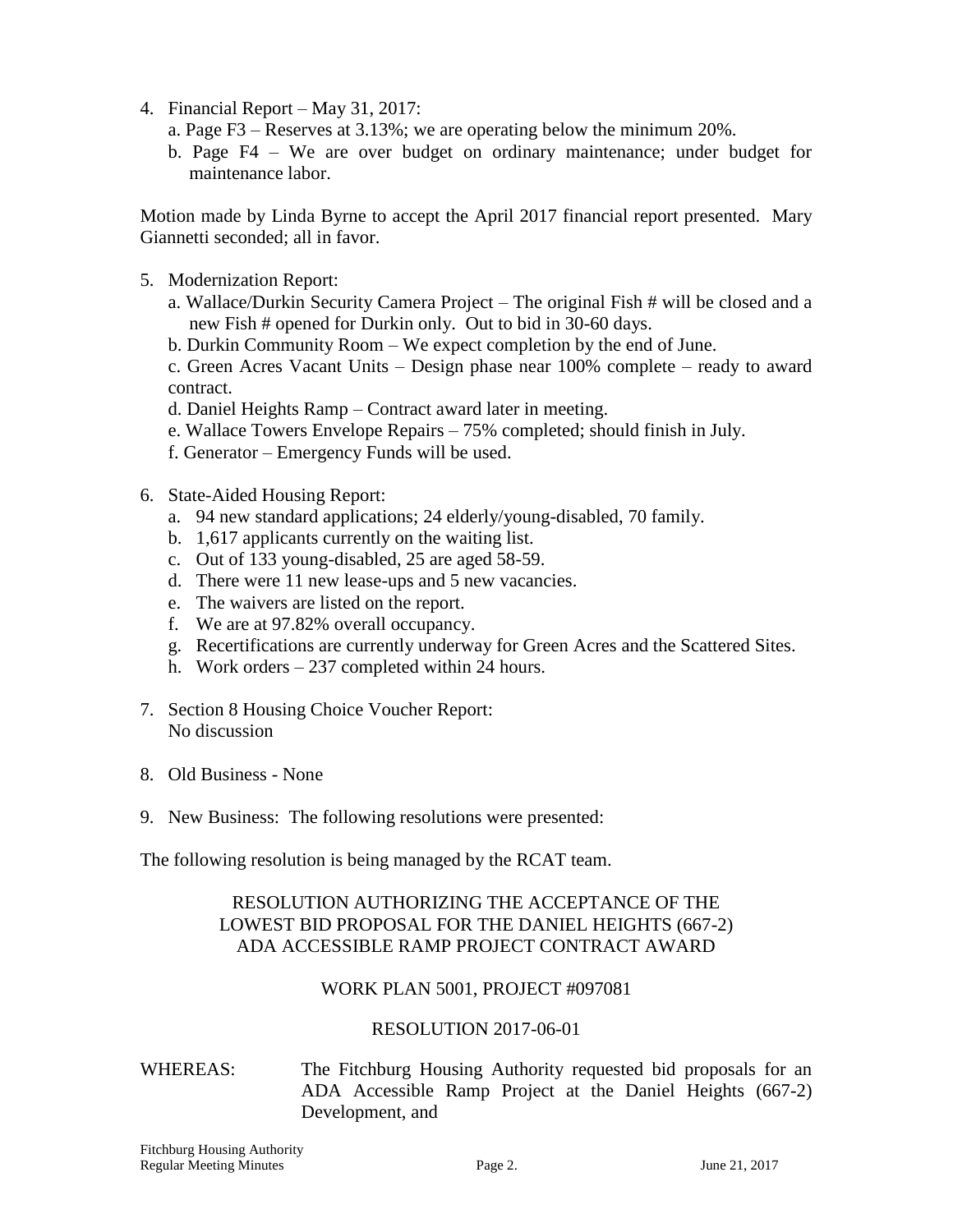4. Financial Report – May 31, 2017:
   a. Page F3 – Reserves at 3.13%; we are operating below the minimum 20%.
   b. Page F4 – We are over budget on ordinary maintenance; under budget for maintenance labor.

Motion made by Linda Byrne to accept the April 2017 financial report presented. Mary Giannetti seconded; all in favor.

5. Modernization Report:
   a. Wallace/Durkin Security Camera Project – The original Fish # will be closed and a new Fish # opened for Durkin only. Out to bid in 30-60 days.
   b. Durkin Community Room – We expect completion by the end of June.
   c. Green Acres Vacant Units – Design phase near 100% complete – ready to award contract.
   d. Daniel Heights Ramp – Contract award later in meeting.
   e. Wallace Towers Envelope Repairs – 75% completed; should finish in July.
   f. Generator – Emergency Funds will be used.

6. State-Aided Housing Report:
   a. 94 new standard applications; 24 elderly/young-disabled, 70 family.
   b. 1,617 applicants currently on the waiting list.
   c. Out of 133 young-disabled, 25 are aged 58-59.
   d. There were 11 new lease-ups and 5 new vacancies.
   e. The waivers are listed on the report.
   f. We are at 97.82% overall occupancy.
   g. Recertifications are currently underway for Green Acres and the Scattered Sites.
   h. Work orders – 237 completed within 24 hours.

7. Section 8 Housing Choice Voucher Report:
   No discussion

8. Old Business - None

9. New Business: The following resolutions were presented:

The following resolution is being managed by the RCAT team.

RESOLUTION AUTHORIZING THE ACCEPTANCE OF THE LOWEST BID PROPOSAL FOR THE DANIEL HEIGHTS (667-2) ADA ACCESSIBLE RAMP PROJECT CONTRACT AWARD

WORK PLAN 5001, PROJECT #097081

RESOLUTION 2017-06-01

WHEREAS: The Fitchburg Housing Authority requested bid proposals for an ADA Accessible Ramp Project at the Daniel Heights (667-2) Development, and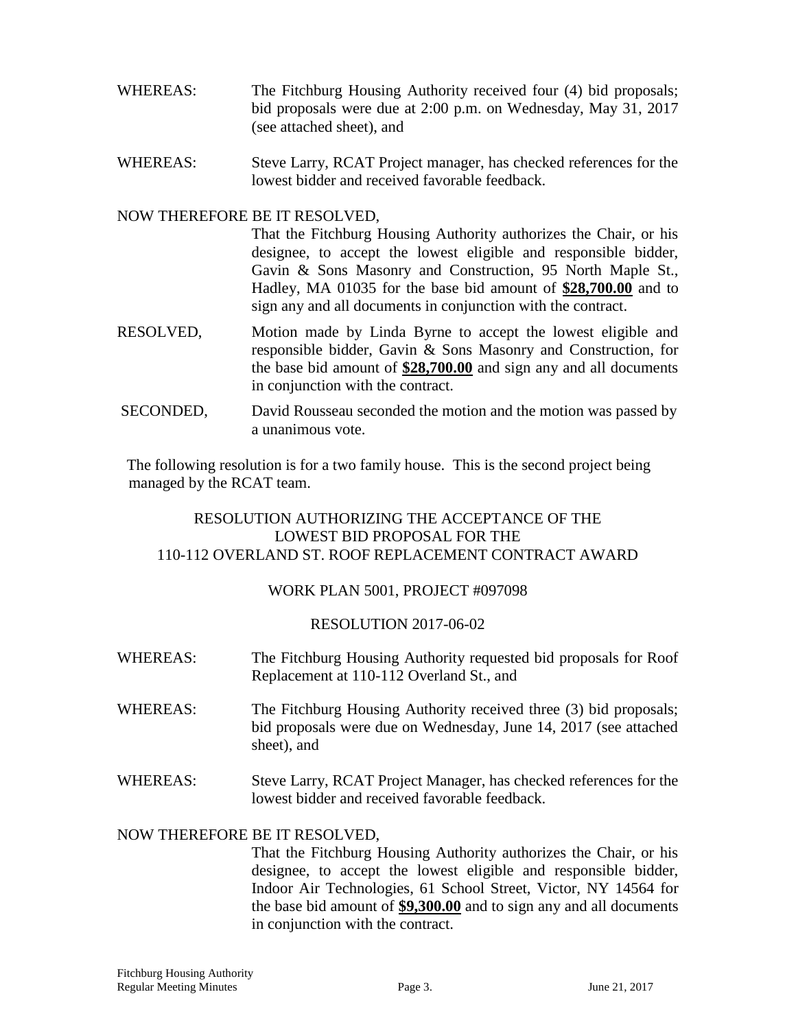WHEREAS: The Fitchburg Housing Authority received four (4) bid proposals; bid proposals were due at 2:00 p.m. on Wednesday, May 31, 2017 (see attached sheet), and

WHEREAS: Steve Larry, RCAT Project manager, has checked references for the lowest bidder and received favorable feedback.

NOW THEREFORE BE IT RESOLVED,

That the Fitchburg Housing Authority authorizes the Chair, or his designee, to accept the lowest eligible and responsible bidder, Gavin & Sons Masonry and Construction, 95 North Maple St., Hadley, MA 01035 for the base bid amount of **$28,700.00** and to sign any and all documents in conjunction with the contract.

RESOLVED, Motion made by Linda Byrne to accept the lowest eligible and responsible bidder, Gavin & Sons Masonry and Construction, for the base bid amount of **$28,700.00** and sign any and all documents in conjunction with the contract.

SECONDED, David Rousseau seconded the motion and the motion was passed by a unanimous vote.

The following resolution is for a two family house. This is the second project being managed by the RCAT team.

RESOLUTION AUTHORIZING THE ACCEPTANCE OF THE LOWEST BID PROPOSAL FOR THE 110-112 OVERLAND ST. ROOF REPLACEMENT CONTRACT AWARD

WORK PLAN 5001, PROJECT #097098

RESOLUTION 2017-06-02

WHEREAS: The Fitchburg Housing Authority requested bid proposals for Roof Replacement at 110-112 Overland St., and

WHEREAS: The Fitchburg Housing Authority received three (3) bid proposals; bid proposals were due on Wednesday, June 14, 2017 (see attached sheet), and

WHEREAS: Steve Larry, RCAT Project Manager, has checked references for the lowest bidder and received favorable feedback.

NOW THEREFORE BE IT RESOLVED,

That the Fitchburg Housing Authority authorizes the Chair, or his designee, to accept the lowest eligible and responsible bidder, Indoor Air Technologies, 61 School Street, Victor, NY 14564 for the base bid amount of **$9,300.00** and to sign any and all documents in conjunction with the contract.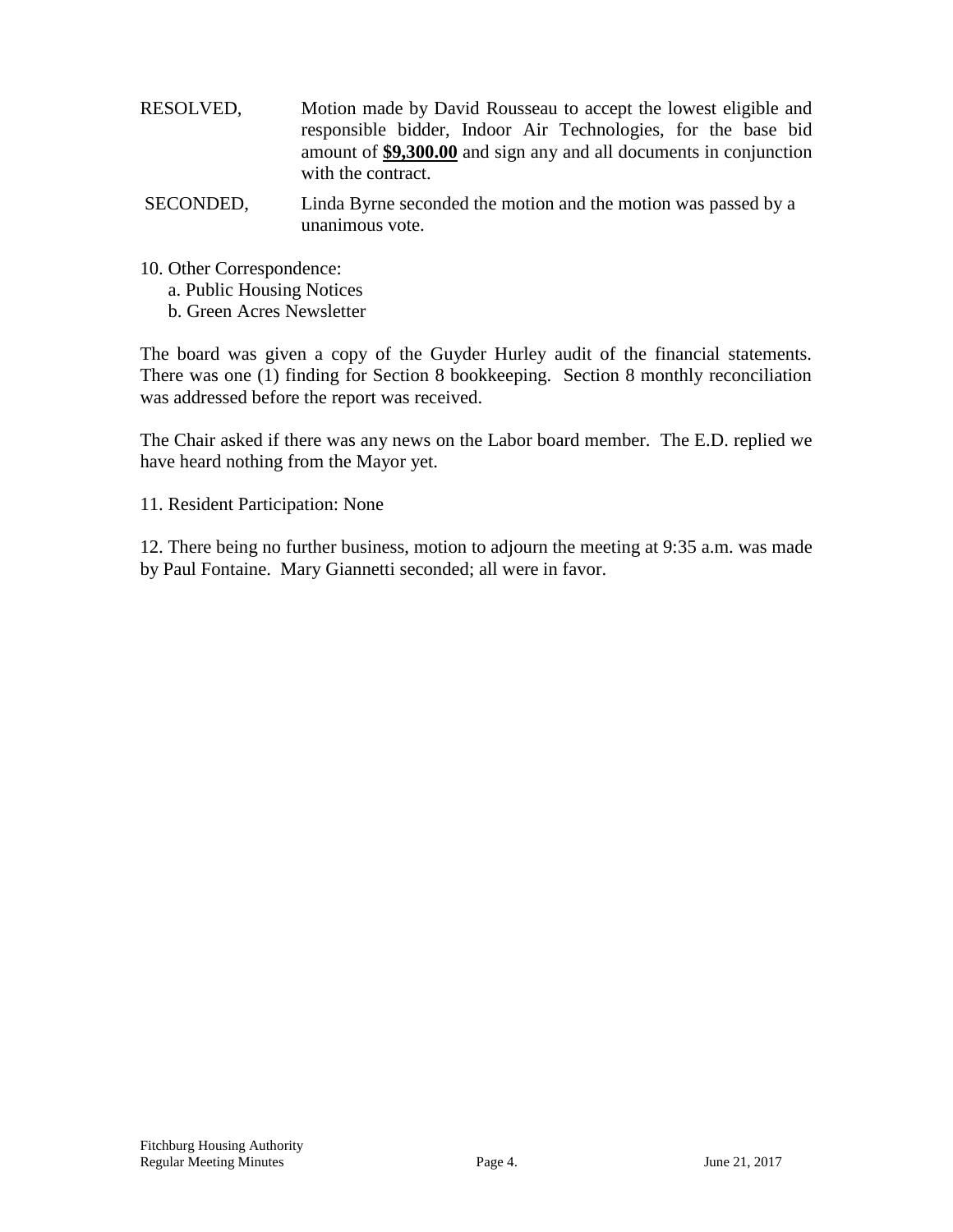RESOLVED, Motion made by David Rousseau to accept the lowest eligible and responsible bidder, Indoor Air Technologies, for the base bid amount of **<u>$9,300.00</u>** and sign any and all documents in conjunction with the contract.

SECONDED, Linda Byrne seconded the motion and the motion was passed by a unanimous vote.

10. Other Correspondence:
    a. Public Housing Notices
    b. Green Acres Newsletter

The board was given a copy of the Guyder Hurley audit of the financial statements. There was one (1) finding for Section 8 bookkeeping. Section 8 monthly reconciliation was addressed before the report was received.

The Chair asked if there was any news on the Labor board member. The E.D. replied we have heard nothing from the Mayor yet.

11. Resident Participation: None

12. There being no further business, motion to adjourn the meeting at 9:35 a.m. was made by Paul Fontaine. Mary Giannetti seconded; all were in favor.